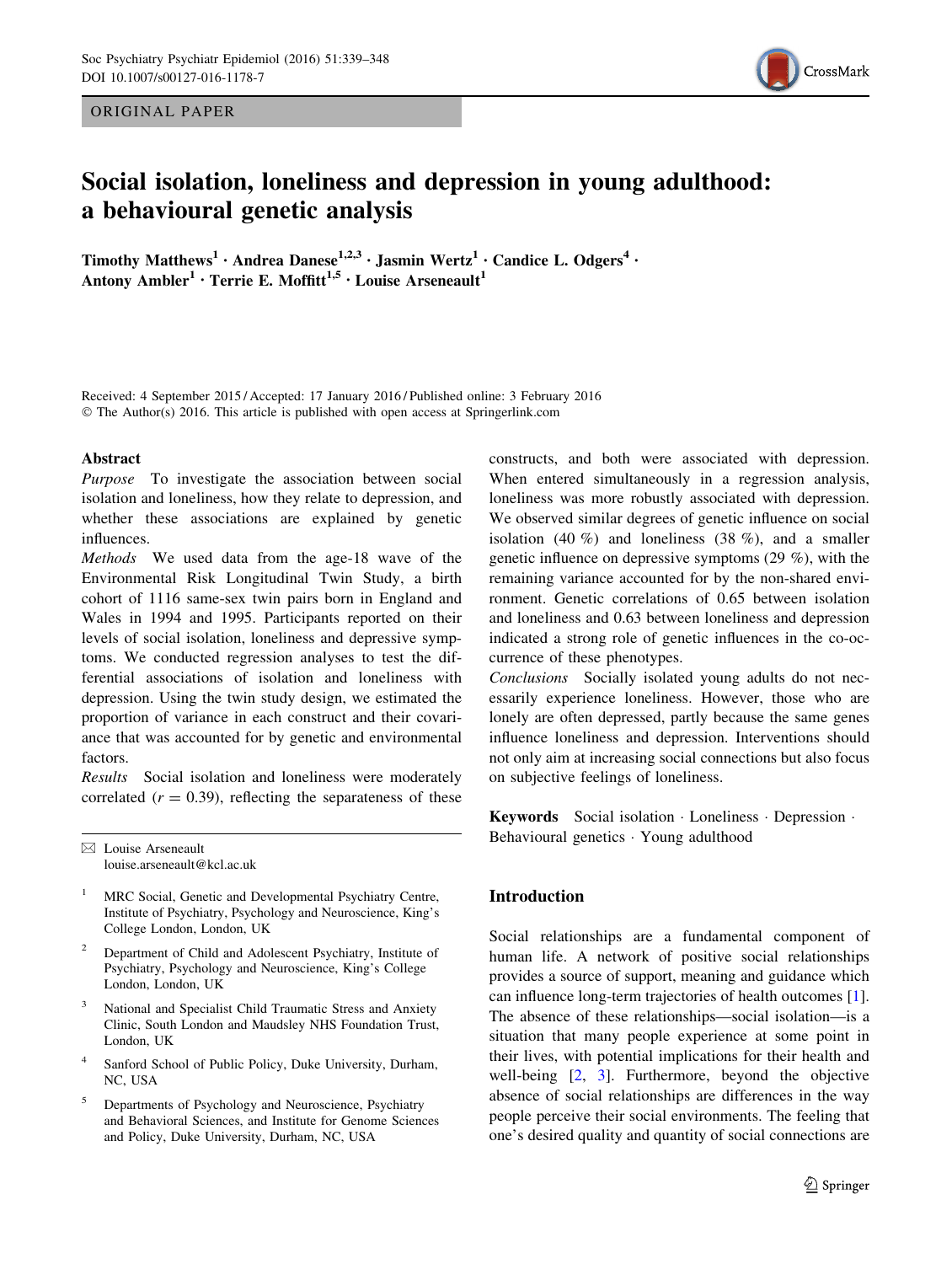ORIGINAL PAPER

# Social isolation, loneliness and depression in young adulthood: a behavioural genetic analysis

**Timothy Matthews[1] · Andrea Danese[1,2,3] · Jasmin Wertz[1] · Candice L. Odgers[4] · Antony Ambler[1] · Terrie E. Moffitt[1,5] · Louise Arseneault[1]**

Received: 4 September 2015 / Accepted: 17 January 2016 / Published online: 3 February 2016
© The Author(s) 2016. This article is published with open access at Springerlink.com

## Abstract

*Purpose* To investigate the association between social isolation and loneliness, how they relate to depression, and whether these associations are explained by genetic influences.

*Methods* We used data from the age-18 wave of the Environmental Risk Longitudinal Twin Study, a birth cohort of 1116 same-sex twin pairs born in England and Wales in 1994 and 1995. Participants reported on their levels of social isolation, loneliness and depressive symptoms. We conducted regression analyses to test the differential associations of isolation and loneliness with depression. Using the twin study design, we estimated the proportion of variance in each construct and their covariance that was accounted for by genetic and environmental factors.

*Results* Social isolation and loneliness were moderately correlated ($r = 0.39$), reflecting the separateness of these constructs, and both were associated with depression. When entered simultaneously in a regression analysis, loneliness was more robustly associated with depression. We observed similar degrees of genetic influence on social isolation (40 %) and loneliness (38 %), and a smaller genetic influence on depressive symptoms (29 %), with the remaining variance accounted for by the non-shared environment. Genetic correlations of 0.65 between isolation and loneliness and 0.63 between loneliness and depression indicated a strong role of genetic influences in the co-occurrence of these phenotypes.

*Conclusions* Socially isolated young adults do not necessarily experience loneliness. However, those who are lonely are often depressed, partly because the same genes influence loneliness and depression. Interventions should not only aim at increasing social connections but also focus on subjective feelings of loneliness.

**Keywords** Social isolation · Loneliness · Depression · Behavioural genetics · Young adulthood

✉ Louise Arseneault
louise.arseneault@kcl.ac.uk

1 MRC Social, Genetic and Developmental Psychiatry Centre, Institute of Psychiatry, Psychology and Neuroscience, King's College London, London, UK

2 Department of Child and Adolescent Psychiatry, Institute of Psychiatry, Psychology and Neuroscience, King's College London, London, UK

3 National and Specialist Child Traumatic Stress and Anxiety Clinic, South London and Maudsley NHS Foundation Trust, London, UK

4 Sanford School of Public Policy, Duke University, Durham, NC, USA

5 Departments of Psychology and Neuroscience, Psychiatry and Behavioral Sciences, and Institute for Genome Sciences and Policy, Duke University, Durham, NC, USA

## Introduction

Social relationships are a fundamental component of human life. A network of positive social relationships provides a source of support, meaning and guidance which can influence long-term trajectories of health outcomes [1]. The absence of these relationships—social isolation—is a situation that many people experience at some point in their lives, with potential implications for their health and well-being [2, 3]. Furthermore, beyond the objective absence of social relationships are differences in the way people perceive their social environments. The feeling that one's desired quality and quantity of social connections are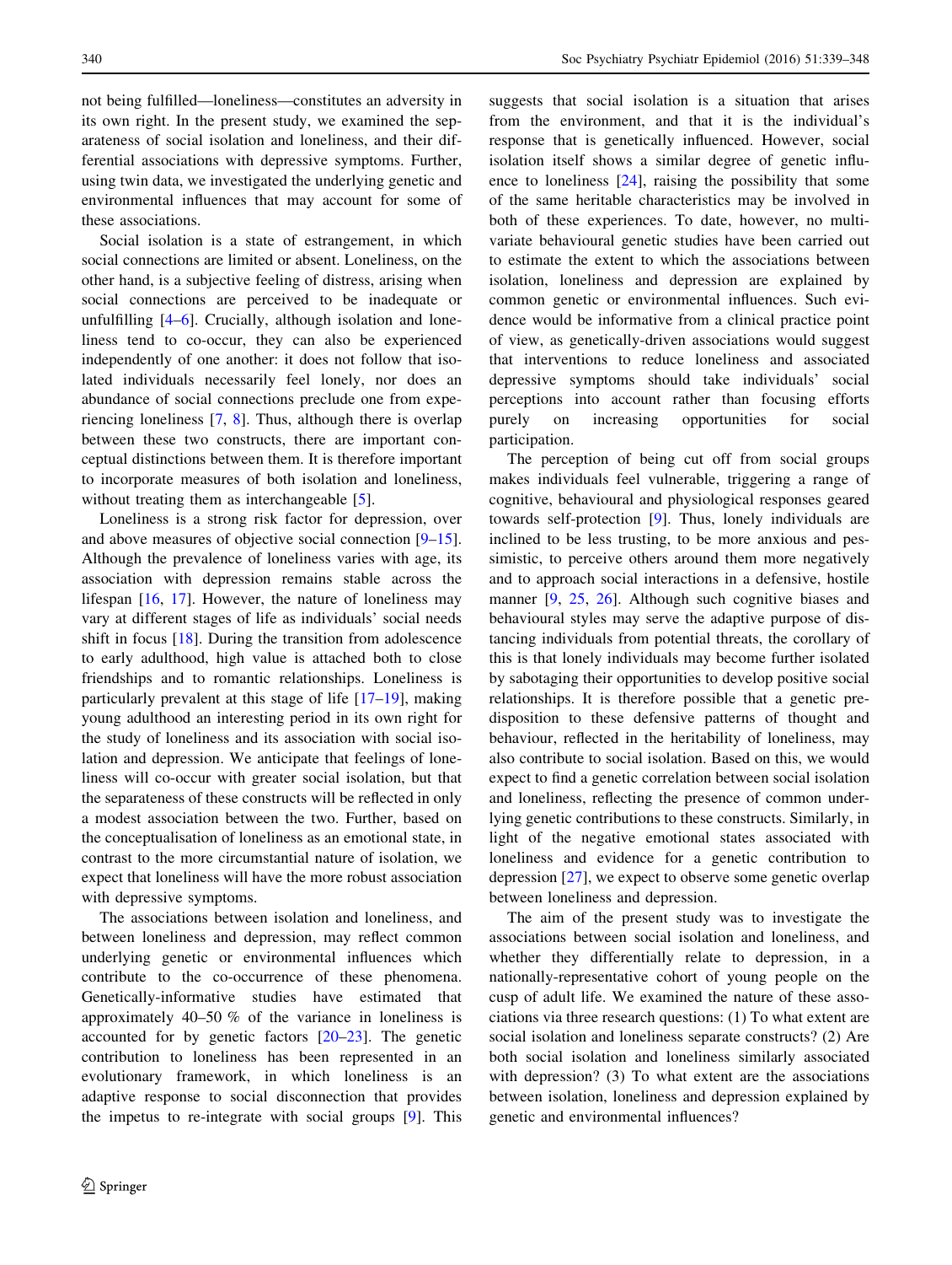not being fulfilled—loneliness—constitutes an adversity in its own right. In the present study, we examined the separateness of social isolation and loneliness, and their differential associations with depressive symptoms. Further, using twin data, we investigated the underlying genetic and environmental influences that may account for some of these associations.

Social isolation is a state of estrangement, in which social connections are limited or absent. Loneliness, on the other hand, is a subjective feeling of distress, arising when social connections are perceived to be inadequate or unfulfilling [4–6]. Crucially, although isolation and loneliness tend to co-occur, they can also be experienced independently of one another: it does not follow that isolated individuals necessarily feel lonely, nor does an abundance of social connections preclude one from experiencing loneliness [7, 8]. Thus, although there is overlap between these two constructs, there are important conceptual distinctions between them. It is therefore important to incorporate measures of both isolation and loneliness, without treating them as interchangeable [5].

Loneliness is a strong risk factor for depression, over and above measures of objective social connection [9–15]. Although the prevalence of loneliness varies with age, its association with depression remains stable across the lifespan [16, 17]. However, the nature of loneliness may vary at different stages of life as individuals' social needs shift in focus [18]. During the transition from adolescence to early adulthood, high value is attached both to close friendships and to romantic relationships. Loneliness is particularly prevalent at this stage of life [17–19], making young adulthood an interesting period in its own right for the study of loneliness and its association with social isolation and depression. We anticipate that feelings of loneliness will co-occur with greater social isolation, but that the separateness of these constructs will be reflected in only a modest association between the two. Further, based on the conceptualisation of loneliness as an emotional state, in contrast to the more circumstantial nature of isolation, we expect that loneliness will have the more robust association with depressive symptoms.

The associations between isolation and loneliness, and between loneliness and depression, may reflect common underlying genetic or environmental influences which contribute to the co-occurrence of these phenomena. Genetically-informative studies have estimated that approximately 40–50 % of the variance in loneliness is accounted for by genetic factors [20–23]. The genetic contribution to loneliness has been represented in an evolutionary framework, in which loneliness is an adaptive response to social disconnection that provides the impetus to re-integrate with social groups [9]. This suggests that social isolation is a situation that arises from the environment, and that it is the individual's response that is genetically influenced. However, social isolation itself shows a similar degree of genetic influence to loneliness [24], raising the possibility that some of the same heritable characteristics may be involved in both of these experiences. To date, however, no multivariate behavioural genetic studies have been carried out to estimate the extent to which the associations between isolation, loneliness and depression are explained by common genetic or environmental influences. Such evidence would be informative from a clinical practice point of view, as genetically-driven associations would suggest that interventions to reduce loneliness and associated depressive symptoms should take individuals' social perceptions into account rather than focusing efforts purely on increasing opportunities for social participation.

The perception of being cut off from social groups makes individuals feel vulnerable, triggering a range of cognitive, behavioural and physiological responses geared towards self-protection [9]. Thus, lonely individuals are inclined to be less trusting, to be more anxious and pessimistic, to perceive others around them more negatively and to approach social interactions in a defensive, hostile manner [9, 25, 26]. Although such cognitive biases and behavioural styles may serve the adaptive purpose of distancing individuals from potential threats, the corollary of this is that lonely individuals may become further isolated by sabotaging their opportunities to develop positive social relationships. It is therefore possible that a genetic predisposition to these defensive patterns of thought and behaviour, reflected in the heritability of loneliness, may also contribute to social isolation. Based on this, we would expect to find a genetic correlation between social isolation and loneliness, reflecting the presence of common underlying genetic contributions to these constructs. Similarly, in light of the negative emotional states associated with loneliness and evidence for a genetic contribution to depression [27], we expect to observe some genetic overlap between loneliness and depression.

The aim of the present study was to investigate the associations between social isolation and loneliness, and whether they differentially relate to depression, in a nationally-representative cohort of young people on the cusp of adult life. We examined the nature of these associations via three research questions: (1) To what extent are social isolation and loneliness separate constructs? (2) Are both social isolation and loneliness similarly associated with depression? (3) To what extent are the associations between isolation, loneliness and depression explained by genetic and environmental influences?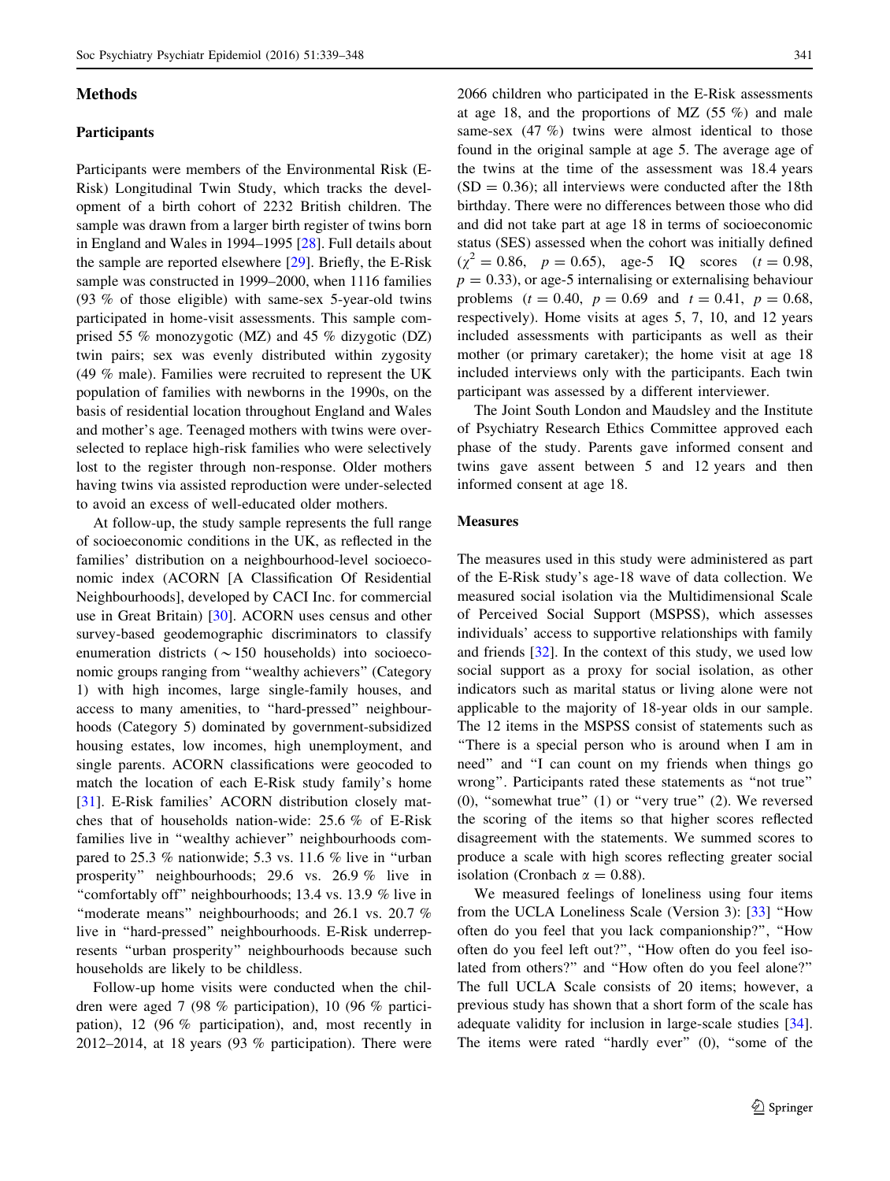## Methods

### Participants

Participants were members of the Environmental Risk (E-Risk) Longitudinal Twin Study, which tracks the development of a birth cohort of 2232 British children. The sample was drawn from a larger birth register of twins born in England and Wales in 1994–1995 [28]. Full details about the sample are reported elsewhere [29]. Briefly, the E-Risk sample was constructed in 1999–2000, when 1116 families (93 % of those eligible) with same-sex 5-year-old twins participated in home-visit assessments. This sample comprised 55 % monozygotic (MZ) and 45 % dizygotic (DZ) twin pairs; sex was evenly distributed within zygosity (49 % male). Families were recruited to represent the UK population of families with newborns in the 1990s, on the basis of residential location throughout England and Wales and mother's age. Teenaged mothers with twins were over-selected to replace high-risk families who were selectively lost to the register through non-response. Older mothers having twins via assisted reproduction were under-selected to avoid an excess of well-educated older mothers.

At follow-up, the study sample represents the full range of socioeconomic conditions in the UK, as reflected in the families' distribution on a neighbourhood-level socioeconomic index (ACORN [A Classification Of Residential Neighbourhoods], developed by CACI Inc. for commercial use in Great Britain) [30]. ACORN uses census and other survey-based geodemographic discriminators to classify enumeration districts (~150 households) into socioeconomic groups ranging from "wealthy achievers" (Category 1) with high incomes, large single-family houses, and access to many amenities, to "hard-pressed" neighbourhoods (Category 5) dominated by government-subsidized housing estates, low incomes, high unemployment, and single parents. ACORN classifications were geocoded to match the location of each E-Risk study family's home [31]. E-Risk families' ACORN distribution closely matches that of households nation-wide: 25.6 % of E-Risk families live in "wealthy achiever" neighbourhoods compared to 25.3 % nationwide; 5.3 vs. 11.6 % live in "urban prosperity" neighbourhoods; 29.6 vs. 26.9 % live in "comfortably off" neighbourhoods; 13.4 vs. 13.9 % live in "moderate means" neighbourhoods; and 26.1 vs. 20.7 % live in "hard-pressed" neighbourhoods. E-Risk underrepresents "urban prosperity" neighbourhoods because such households are likely to be childless.

Follow-up home visits were conducted when the children were aged 7 (98 % participation), 10 (96 % participation), 12 (96 % participation), and, most recently in 2012–2014, at 18 years (93 % participation). There were 2066 children who participated in the E-Risk assessments at age 18, and the proportions of MZ (55 %) and male same-sex (47 %) twins were almost identical to those found in the original sample at age 5. The average age of the twins at the time of the assessment was 18.4 years (SD = 0.36); all interviews were conducted after the 18th birthday. There were no differences between those who did and did not take part at age 18 in terms of socioeconomic status (SES) assessed when the cohort was initially defined ($\chi^2 = 0.86$, $p = 0.65$), age-5 IQ scores ($t = 0.98$, $p = 0.33$), or age-5 internalising or externalising behaviour problems ($t = 0.40$, $p = 0.69$ and $t = 0.41$, $p = 0.68$, respectively). Home visits at ages 5, 7, 10, and 12 years included assessments with participants as well as their mother (or primary caretaker); the home visit at age 18 included interviews only with the participants. Each twin participant was assessed by a different interviewer.

The Joint South London and Maudsley and the Institute of Psychiatry Research Ethics Committee approved each phase of the study. Parents gave informed consent and twins gave assent between 5 and 12 years and then informed consent at age 18.

### Measures

The measures used in this study were administered as part of the E-Risk study's age-18 wave of data collection. We measured social isolation via the Multidimensional Scale of Perceived Social Support (MSPSS), which assesses individuals' access to supportive relationships with family and friends [32]. In the context of this study, we used low social support as a proxy for social isolation, as other indicators such as marital status or living alone were not applicable to the majority of 18-year olds in our sample. The 12 items in the MSPSS consist of statements such as "There is a special person who is around when I am in need" and "I can count on my friends when things go wrong". Participants rated these statements as "not true" (0), "somewhat true" (1) or "very true" (2). We reversed the scoring of the items so that higher scores reflected disagreement with the statements. We summed scores to produce a scale with high scores reflecting greater social isolation (Cronbach $\alpha = 0.88$).

We measured feelings of loneliness using four items from the UCLA Loneliness Scale (Version 3): [33] "How often do you feel that you lack companionship?", "How often do you feel left out?", "How often do you feel isolated from others?" and "How often do you feel alone?" The full UCLA Scale consists of 20 items; however, a previous study has shown that a short form of the scale has adequate validity for inclusion in large-scale studies [34]. The items were rated "hardly ever" (0), "some of the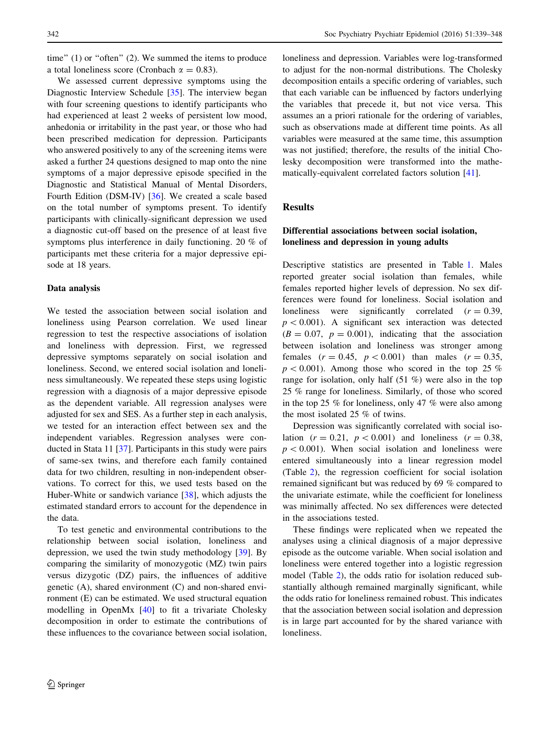time" (1) or "often" (2). We summed the items to produce a total loneliness score (Cronbach $\alpha = 0.83$).

We assessed current depressive symptoms using the Diagnostic Interview Schedule [35]. The interview began with four screening questions to identify participants who had experienced at least 2 weeks of persistent low mood, anhedonia or irritability in the past year, or those who had been prescribed medication for depression. Participants who answered positively to any of the screening items were asked a further 24 questions designed to map onto the nine symptoms of a major depressive episode specified in the Diagnostic and Statistical Manual of Mental Disorders, Fourth Edition (DSM-IV) [36]. We created a scale based on the total number of symptoms present. To identify participants with clinically-significant depression we used a diagnostic cut-off based on the presence of at least five symptoms plus interference in daily functioning. 20 % of participants met these criteria for a major depressive episode at 18 years.

### Data analysis

We tested the association between social isolation and loneliness using Pearson correlation. We used linear regression to test the respective associations of isolation and loneliness with depression. First, we regressed depressive symptoms separately on social isolation and loneliness. Second, we entered social isolation and loneliness simultaneously. We repeated these steps using logistic regression with a diagnosis of a major depressive episode as the dependent variable. All regression analyses were adjusted for sex and SES. As a further step in each analysis, we tested for an interaction effect between sex and the independent variables. Regression analyses were conducted in Stata 11 [37]. Participants in this study were pairs of same-sex twins, and therefore each family contained data for two children, resulting in non-independent observations. To correct for this, we used tests based on the Huber-White or sandwich variance [38], which adjusts the estimated standard errors to account for the dependence in the data.

To test genetic and environmental contributions to the relationship between social isolation, loneliness and depression, we used the twin study methodology [39]. By comparing the similarity of monozygotic (MZ) twin pairs versus dizygotic (DZ) pairs, the influences of additive genetic (A), shared environment (C) and non-shared environment (E) can be estimated. We used structural equation modelling in OpenMx [40] to fit a trivariate Cholesky decomposition in order to estimate the contributions of these influences to the covariance between social isolation, loneliness and depression. Variables were log-transformed to adjust for the non-normal distributions. The Cholesky decomposition entails a specific ordering of variables, such that each variable can be influenced by factors underlying the variables that precede it, but not vice versa. This assumes an a priori rationale for the ordering of variables, such as observations made at different time points. As all variables were measured at the same time, this assumption was not justified; therefore, the results of the initial Cholesky decomposition were transformed into the mathematically-equivalent correlated factors solution [41].

## Results

### Differential associations between social isolation, loneliness and depression in young adults

Descriptive statistics are presented in Table 1. Males reported greater social isolation than females, while females reported higher levels of depression. No sex differences were found for loneliness. Social isolation and loneliness were significantly correlated ($r = 0.39$, $p < 0.001$). A significant sex interaction was detected ($B = 0.07$, $p = 0.001$), indicating that the association between isolation and loneliness was stronger among females ($r = 0.45$, $p < 0.001$) than males ($r = 0.35$, $p < 0.001$). Among those who scored in the top 25 % range for isolation, only half (51 %) were also in the top 25 % range for loneliness. Similarly, of those who scored in the top 25 % for loneliness, only 47 % were also among the most isolated 25 % of twins.

Depression was significantly correlated with social isolation ($r = 0.21$, $p < 0.001$) and loneliness ($r = 0.38$, $p < 0.001$). When social isolation and loneliness were entered simultaneously into a linear regression model (Table 2), the regression coefficient for social isolation remained significant but was reduced by 69 % compared to the univariate estimate, while the coefficient for loneliness was minimally affected. No sex differences were detected in the associations tested.

These findings were replicated when we repeated the analyses using a clinical diagnosis of a major depressive episode as the outcome variable. When social isolation and loneliness were entered together into a logistic regression model (Table 2), the odds ratio for isolation reduced substantially although remained marginally significant, while the odds ratio for loneliness remained robust. This indicates that the association between social isolation and depression is in large part accounted for by the shared variance with loneliness.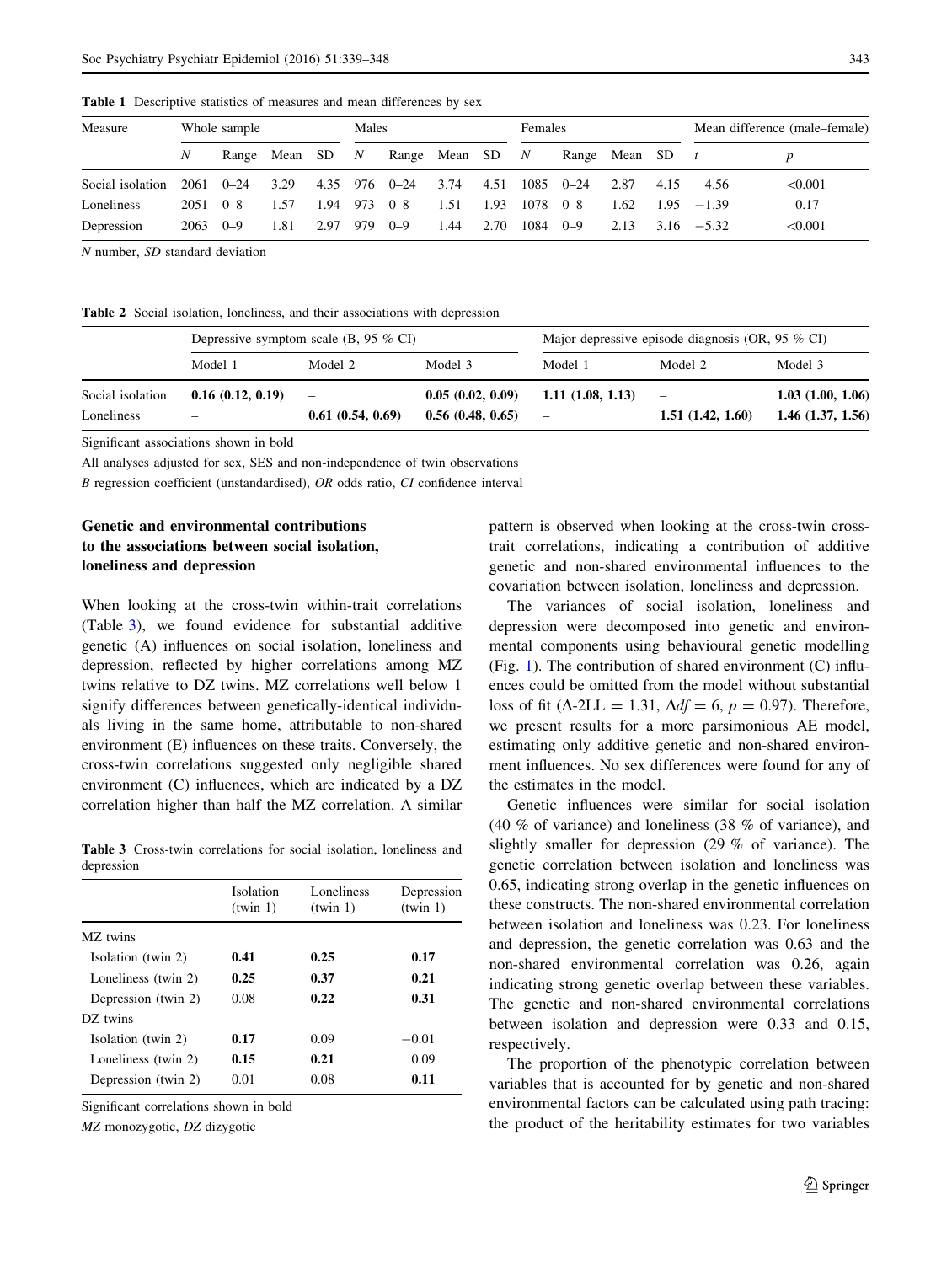**Table 1** Descriptive statistics of measures and mean differences by sex

| Measure | Whole sample | | | | Males | | | | Females | | | | Mean difference (male–female) | |
|---|---|---|---|---|---|---|---|---|---|---|---|---|---|---|
| | *N* | Range | Mean | SD | *N* | Range | Mean | SD | *N* | Range | Mean | SD | *t* | *p* |
| Social isolation | 2061 | 0–24 | 3.29 | 4.35 | 976 | 0–24 | 3.74 | 4.51 | 1085 | 0–24 | 2.87 | 4.15 | 4.56 | <0.001 |
| Loneliness | 2051 | 0–8 | 1.57 | 1.94 | 973 | 0–8 | 1.51 | 1.93 | 1078 | 0–8 | 1.62 | 1.95 | −1.39 | 0.17 |
| Depression | 2063 | 0–9 | 1.81 | 2.97 | 979 | 0–9 | 1.44 | 2.70 | 1084 | 0–9 | 2.13 | 3.16 | −5.32 | <0.001 |

*N* number, *SD* standard deviation

**Table 2** Social isolation, loneliness, and their associations with depression

| | Depressive symptom scale (B, 95 % CI) | | | Major depressive episode diagnosis (OR, 95 % CI) | | |
|---|---|---|---|---|---|---|
| | Model 1 | Model 2 | Model 3 | Model 1 | Model 2 | Model 3 |
| Social isolation | **0.16 (0.12, 0.19)** | – | **0.05 (0.02, 0.09)** | **1.11 (1.08, 1.13)** | – | **1.03 (1.00, 1.06)** |
| Loneliness | – | **0.61 (0.54, 0.69)** | **0.56 (0.48, 0.65)** | – | **1.51 (1.42, 1.60)** | **1.46 (1.37, 1.56)** |

Significant associations shown in bold

All analyses adjusted for sex, SES and non-independence of twin observations

*B* regression coefficient (unstandardised), *OR* odds ratio, *CI* confidence interval

### Genetic and environmental contributions to the associations between social isolation, loneliness and depression

When looking at the cross-twin within-trait correlations (Table 3), we found evidence for substantial additive genetic (A) influences on social isolation, loneliness and depression, reflected by higher correlations among MZ twins relative to DZ twins. MZ correlations well below 1 signify differences between genetically-identical individuals living in the same home, attributable to non-shared environment (E) influences on these traits. Conversely, the cross-twin correlations suggested only negligible shared environment (C) influences, which are indicated by a DZ correlation higher than half the MZ correlation. A similar pattern is observed when looking at the cross-twin cross-trait correlations, indicating a contribution of additive genetic and non-shared environmental influences to the covariation between isolation, loneliness and depression.

**Table 3** Cross-twin correlations for social isolation, loneliness and depression

| | Isolation (twin 1) | Loneliness (twin 1) | Depression (twin 1) |
|---|---|---|---|
| MZ twins | | | |
| Isolation (twin 2) | **0.41** | **0.25** | **0.17** |
| Loneliness (twin 2) | **0.25** | **0.37** | **0.21** |
| Depression (twin 2) | 0.08 | **0.22** | **0.31** |
| DZ twins | | | |
| Isolation (twin 2) | **0.17** | 0.09 | −0.01 |
| Loneliness (twin 2) | **0.15** | **0.21** | 0.09 |
| Depression (twin 2) | 0.01 | 0.08 | **0.11** |

Significant correlations shown in bold

*MZ* monozygotic, *DZ* dizygotic

The variances of social isolation, loneliness and depression were decomposed into genetic and environmental components using behavioural genetic modelling (Fig. 1). The contribution of shared environment (C) influences could be omitted from the model without substantial loss of fit ($\Delta$-2LL = 1.31, $\Delta df = 6$, $p = 0.97$). Therefore, we present results for a more parsimonious AE model, estimating only additive genetic and non-shared environment influences. No sex differences were found for any of the estimates in the model.

Genetic influences were similar for social isolation (40 % of variance) and loneliness (38 % of variance), and slightly smaller for depression (29 % of variance). The genetic correlation between isolation and loneliness was 0.65, indicating strong overlap in the genetic influences on these constructs. The non-shared environmental correlation between isolation and loneliness was 0.23. For loneliness and depression, the genetic correlation was 0.63 and the non-shared environmental correlation was 0.26, again indicating strong genetic overlap between these variables. The genetic and non-shared environmental correlations between isolation and depression were 0.33 and 0.15, respectively.

The proportion of the phenotypic correlation between variables that is accounted for by genetic and non-shared environmental factors can be calculated using path tracing: the product of the heritability estimates for two variables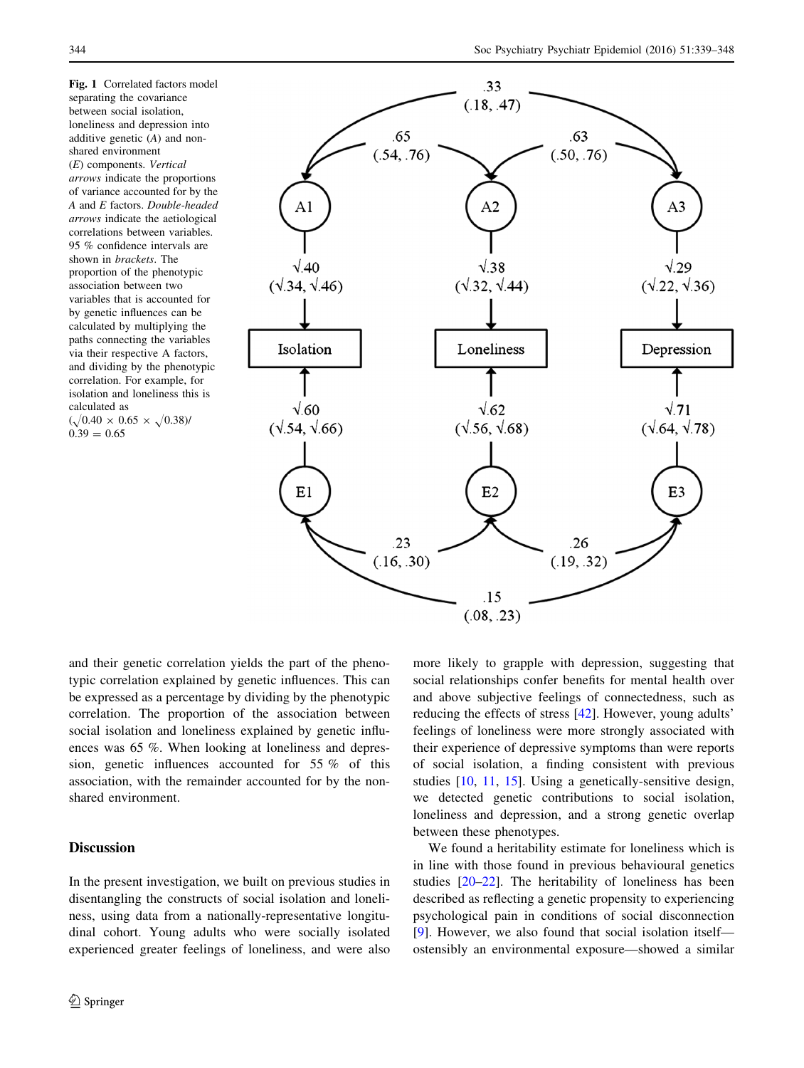Fig. 1 Correlated factors model separating the covariance between social isolation, loneliness and depression into additive genetic (*A*) and non-shared environment (*E*) components. *Vertical arrows* indicate the proportions of variance accounted for by the A and E factors. *Double-headed arrows* indicate the aetiological correlations between variables. 95 % confidence intervals are shown in *brackets*. The proportion of the phenotypic association between two variables that is accounted for by genetic influences can be calculated by multiplying the paths connecting the variables via their respective A factors, and dividing by the phenotypic correlation. For example, for isolation and loneliness this is calculated as $(\sqrt{0.40} \times 0.65 \times \sqrt{0.38})/0.39 = 0.65$

and their genetic correlation yields the part of the phenotypic correlation explained by genetic influences. This can be expressed as a percentage by dividing by the phenotypic correlation. The proportion of the association between social isolation and loneliness explained by genetic influences was 65 %. When looking at loneliness and depression, genetic influences accounted for 55 % of this association, with the remainder accounted for by the non-shared environment.

## Discussion

In the present investigation, we built on previous studies in disentangling the constructs of social isolation and loneliness, using data from a nationally-representative longitudinal cohort. Young adults who were socially isolated experienced greater feelings of loneliness, and were also more likely to grapple with depression, suggesting that social relationships confer benefits for mental health over and above subjective feelings of connectedness, such as reducing the effects of stress [42]. However, young adults' feelings of loneliness were more strongly associated with their experience of depressive symptoms than were reports of social isolation, a finding consistent with previous studies [10, 11, 15]. Using a genetically-sensitive design, we detected genetic contributions to social isolation, loneliness and depression, and a strong genetic overlap between these phenotypes.

We found a heritability estimate for loneliness which is in line with those found in previous behavioural genetics studies [20–22]. The heritability of loneliness has been described as reflecting a genetic propensity to experiencing psychological pain in conditions of social disconnection [9]. However, we also found that social isolation itself—ostensibly an environmental exposure—showed a similar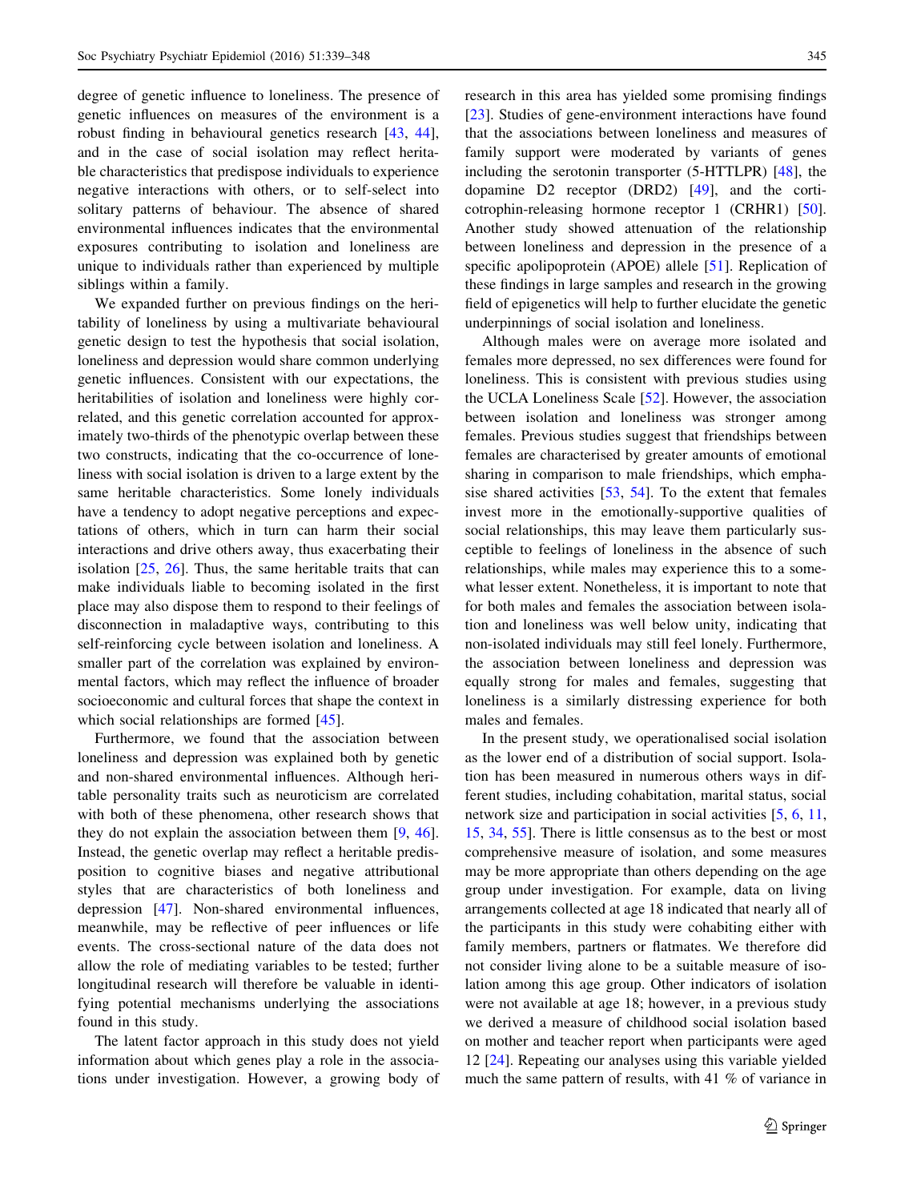degree of genetic influence to loneliness. The presence of genetic influences on measures of the environment is a robust finding in behavioural genetics research [43, 44], and in the case of social isolation may reflect heritable characteristics that predispose individuals to experience negative interactions with others, or to self-select into solitary patterns of behaviour. The absence of shared environmental influences indicates that the environmental exposures contributing to isolation and loneliness are unique to individuals rather than experienced by multiple siblings within a family.

We expanded further on previous findings on the heritability of loneliness by using a multivariate behavioural genetic design to test the hypothesis that social isolation, loneliness and depression would share common underlying genetic influences. Consistent with our expectations, the heritabilities of isolation and loneliness were highly correlated, and this genetic correlation accounted for approximately two-thirds of the phenotypic overlap between these two constructs, indicating that the co-occurrence of loneliness with social isolation is driven to a large extent by the same heritable characteristics. Some lonely individuals have a tendency to adopt negative perceptions and expectations of others, which in turn can harm their social interactions and drive others away, thus exacerbating their isolation [25, 26]. Thus, the same heritable traits that can make individuals liable to becoming isolated in the first place may also dispose them to respond to their feelings of disconnection in maladaptive ways, contributing to this self-reinforcing cycle between isolation and loneliness. A smaller part of the correlation was explained by environmental factors, which may reflect the influence of broader socioeconomic and cultural forces that shape the context in which social relationships are formed [45].

Furthermore, we found that the association between loneliness and depression was explained both by genetic and non-shared environmental influences. Although heritable personality traits such as neuroticism are correlated with both of these phenomena, other research shows that they do not explain the association between them [9, 46]. Instead, the genetic overlap may reflect a heritable predisposition to cognitive biases and negative attributional styles that are characteristics of both loneliness and depression [47]. Non-shared environmental influences, meanwhile, may be reflective of peer influences or life events. The cross-sectional nature of the data does not allow the role of mediating variables to be tested; further longitudinal research will therefore be valuable in identifying potential mechanisms underlying the associations found in this study.

The latent factor approach in this study does not yield information about which genes play a role in the associations under investigation. However, a growing body of research in this area has yielded some promising findings [23]. Studies of gene-environment interactions have found that the associations between loneliness and measures of family support were moderated by variants of genes including the serotonin transporter (5-HTTLPR) [48], the dopamine D2 receptor (DRD2) [49], and the corticotrophin-releasing hormone receptor 1 (CRHR1) [50]. Another study showed attenuation of the relationship between loneliness and depression in the presence of a specific apolipoprotein (APOE) allele [51]. Replication of these findings in large samples and research in the growing field of epigenetics will help to further elucidate the genetic underpinnings of social isolation and loneliness.

Although males were on average more isolated and females more depressed, no sex differences were found for loneliness. This is consistent with previous studies using the UCLA Loneliness Scale [52]. However, the association between isolation and loneliness was stronger among females. Previous studies suggest that friendships between females are characterised by greater amounts of emotional sharing in comparison to male friendships, which emphasise shared activities [53, 54]. To the extent that females invest more in the emotionally-supportive qualities of social relationships, this may leave them particularly susceptible to feelings of loneliness in the absence of such relationships, while males may experience this to a somewhat lesser extent. Nonetheless, it is important to note that for both males and females the association between isolation and loneliness was well below unity, indicating that non-isolated individuals may still feel lonely. Furthermore, the association between loneliness and depression was equally strong for males and females, suggesting that loneliness is a similarly distressing experience for both males and females.

In the present study, we operationalised social isolation as the lower end of a distribution of social support. Isolation has been measured in numerous others ways in different studies, including cohabitation, marital status, social network size and participation in social activities [5, 6, 11, 15, 34, 55]. There is little consensus as to the best or most comprehensive measure of isolation, and some measures may be more appropriate than others depending on the age group under investigation. For example, data on living arrangements collected at age 18 indicated that nearly all of the participants in this study were cohabiting either with family members, partners or flatmates. We therefore did not consider living alone to be a suitable measure of isolation among this age group. Other indicators of isolation were not available at age 18; however, in a previous study we derived a measure of childhood social isolation based on mother and teacher report when participants were aged 12 [24]. Repeating our analyses using this variable yielded much the same pattern of results, with 41 % of variance in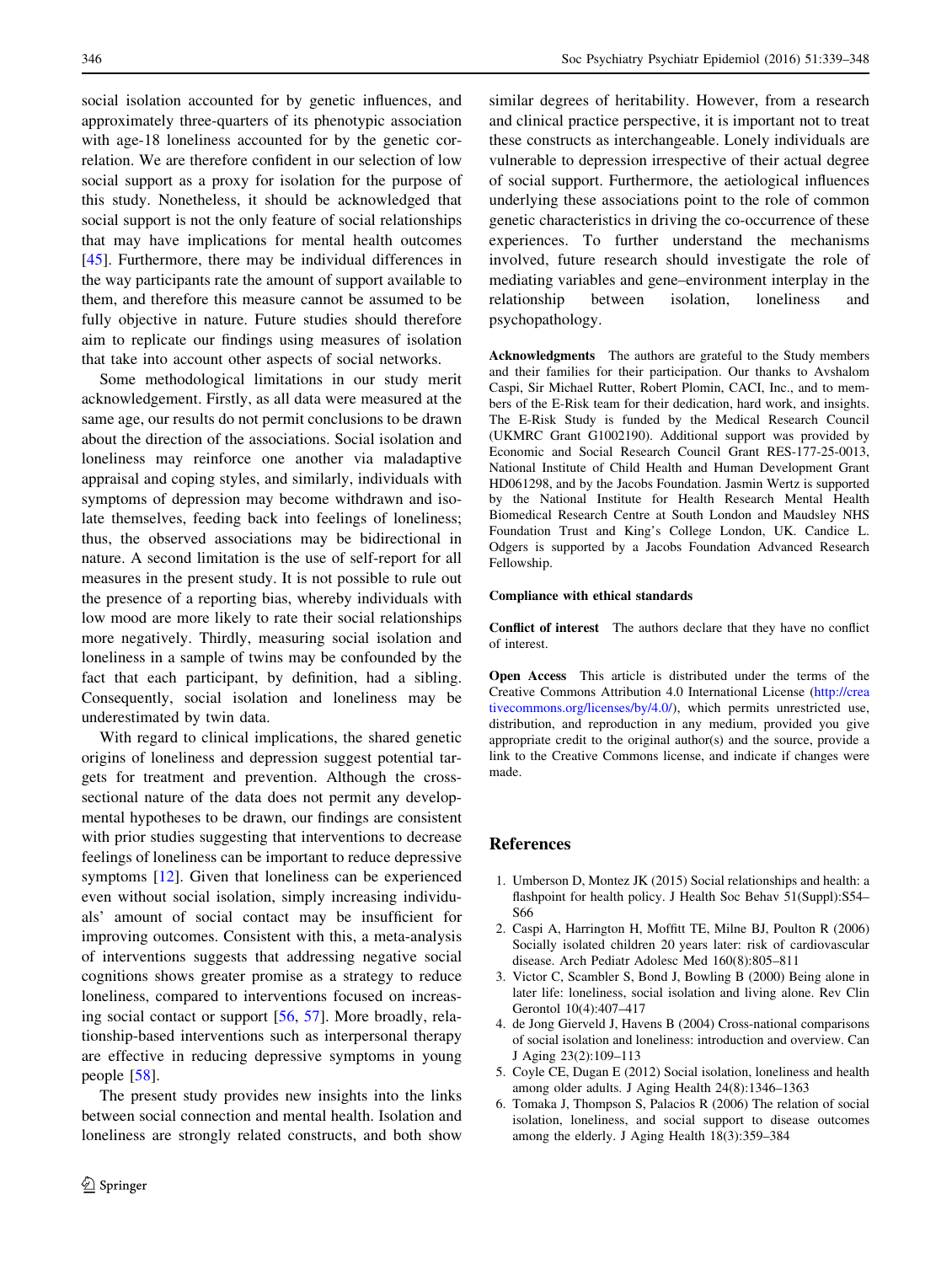social isolation accounted for by genetic influences, and approximately three-quarters of its phenotypic association with age-18 loneliness accounted for by the genetic correlation. We are therefore confident in our selection of low social support as a proxy for isolation for the purpose of this study. Nonetheless, it should be acknowledged that social support is not the only feature of social relationships that may have implications for mental health outcomes [45]. Furthermore, there may be individual differences in the way participants rate the amount of support available to them, and therefore this measure cannot be assumed to be fully objective in nature. Future studies should therefore aim to replicate our findings using measures of isolation that take into account other aspects of social networks.

Some methodological limitations in our study merit acknowledgement. Firstly, as all data were measured at the same age, our results do not permit conclusions to be drawn about the direction of the associations. Social isolation and loneliness may reinforce one another via maladaptive appraisal and coping styles, and similarly, individuals with symptoms of depression may become withdrawn and isolate themselves, feeding back into feelings of loneliness; thus, the observed associations may be bidirectional in nature. A second limitation is the use of self-report for all measures in the present study. It is not possible to rule out the presence of a reporting bias, whereby individuals with low mood are more likely to rate their social relationships more negatively. Thirdly, measuring social isolation and loneliness in a sample of twins may be confounded by the fact that each participant, by definition, had a sibling. Consequently, social isolation and loneliness may be underestimated by twin data.

With regard to clinical implications, the shared genetic origins of loneliness and depression suggest potential targets for treatment and prevention. Although the cross-sectional nature of the data does not permit any developmental hypotheses to be drawn, our findings are consistent with prior studies suggesting that interventions to decrease feelings of loneliness can be important to reduce depressive symptoms [12]. Given that loneliness can be experienced even without social isolation, simply increasing individuals' amount of social contact may be insufficient for improving outcomes. Consistent with this, a meta-analysis of interventions suggests that addressing negative social cognitions shows greater promise as a strategy to reduce loneliness, compared to interventions focused on increasing social contact or support [56, 57]. More broadly, relationship-based interventions such as interpersonal therapy are effective in reducing depressive symptoms in young people [58].

The present study provides new insights into the links between social connection and mental health. Isolation and loneliness are strongly related constructs, and both show similar degrees of heritability. However, from a research and clinical practice perspective, it is important not to treat these constructs as interchangeable. Lonely individuals are vulnerable to depression irrespective of their actual degree of social support. Furthermore, the aetiological influences underlying these associations point to the role of common genetic characteristics in driving the co-occurrence of these experiences. To further understand the mechanisms involved, future research should investigate the role of mediating variables and gene–environment interplay in the relationship between isolation, loneliness and psychopathology.

**Acknowledgments** The authors are grateful to the Study members and their families for their participation. Our thanks to Avshalom Caspi, Sir Michael Rutter, Robert Plomin, CACI, Inc., and to members of the E-Risk team for their dedication, hard work, and insights. The E-Risk Study is funded by the Medical Research Council (UKMRC Grant G1002190). Additional support was provided by Economic and Social Research Council Grant RES-177-25-0013, National Institute of Child Health and Human Development Grant HD061298, and by the Jacobs Foundation. Jasmin Wertz is supported by the National Institute for Health Research Mental Health Biomedical Research Centre at South London and Maudsley NHS Foundation Trust and King's College London, UK. Candice L. Odgers is supported by a Jacobs Foundation Advanced Research Fellowship.

**Compliance with ethical standards**

**Conflict of interest** The authors declare that they have no conflict of interest.

**Open Access** This article is distributed under the terms of the Creative Commons Attribution 4.0 International License (http://creativecommons.org/licenses/by/4.0/), which permits unrestricted use, distribution, and reproduction in any medium, provided you give appropriate credit to the original author(s) and the source, provide a link to the Creative Commons license, and indicate if changes were made.

## References

1. Umberson D, Montez JK (2015) Social relationships and health: a flashpoint for health policy. J Health Soc Behav 51(Suppl):S54–S66
2. Caspi A, Harrington H, Moffitt TE, Milne BJ, Poulton R (2006) Socially isolated children 20 years later: risk of cardiovascular disease. Arch Pediatr Adolesc Med 160(8):805–811
3. Victor C, Scambler S, Bond J, Bowling B (2000) Being alone in later life: loneliness, social isolation and living alone. Rev Clin Gerontol 10(4):407–417
4. de Jong Gierveld J, Havens B (2004) Cross-national comparisons of social isolation and loneliness: introduction and overview. Can J Aging 23(2):109–113
5. Coyle CE, Dugan E (2012) Social isolation, loneliness and health among older adults. J Aging Health 24(8):1346–1363
6. Tomaka J, Thompson S, Palacios R (2006) The relation of social isolation, loneliness, and social support to disease outcomes among the elderly. J Aging Health 18(3):359–384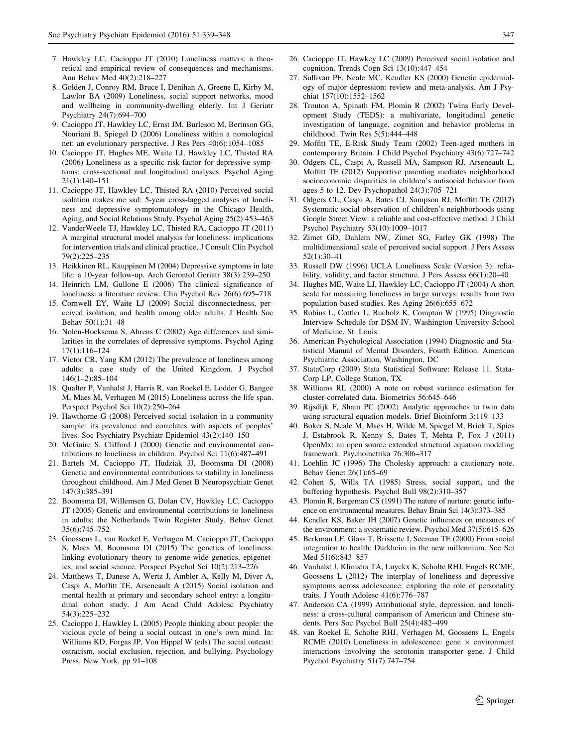7. Hawkley LC, Cacioppo JT (2010) Loneliness matters: a theoretical and empirical review of consequences and mechanisms. Ann Behav Med 40(2):218–227
8. Golden J, Conroy RM, Bruce I, Denihan A, Greene E, Kirby M, Lawlor BA (2009) Loneliness, social support networks, mood and wellbeing in community-dwelling elderly. Int J Geriatr Psychiatry 24(7):694–700
9. Cacioppo JT, Hawkley LC, Ernst JM, Burleson M, Bertnson GG, Nouriani B, Spiegel D (2006) Loneliness within a nomological net: an evolutionary perspective. J Res Pers 40(6):1054–1085
10. Cacioppo JT, Hughes ME, Waite LJ, Hawkley LC, Thisted RA (2006) Loneliness as a specific risk factor for depressive symptoms: cross-sectional and longitudinal analyses. Psychol Aging 21(1):140–151
11. Cacioppo JT, Hawkley LC, Thisted RA (2010) Perceived social isolation makes me sad: 5-year cross-lagged analyses of loneliness and depressive symptomatology in the Chicago Health, Aging, and Social Relations Study. Psychol Aging 25(2):453–463
12. VanderWeele TJ, Hawkley LC, Thisted RA, Cacioppo JT (2011) A marginal structural model analysis for loneliness: implications for intervention trials and clinical practice. J Consult Clin Psychol 79(2):225–235
13. Heikkinen RL, Kauppinen M (2004) Depressive symptoms in late life: a 10-year follow-up. Arch Gerontol Geriatr 38(3):239–250
14. Heinrich LM, Gullone E (2006) The clinical significance of loneliness: a literature review. Clin Psychol Rev 26(6):695–718
15. Cornwell EY, Waite LJ (2009) Social disconnectedness, perceived isolation, and health among older adults. J Health Soc Behav 50(1):31–48
16. Nolen-Hoeksema S, Ahrens C (2002) Age differences and similarities in the correlates of depressive symptoms. Psychol Aging 17(1):116–124
17. Victor CR, Yang KM (2012) The prevalence of loneliness among adults: a case study of the United Kingdom. J Psychol 146(1–2):85–104
18. Qualter P, Vanhalst J, Harris R, van Roekel E, Lodder G, Bangee M, Maes M, Verhagen M (2015) Loneliness across the life span. Perspect Psychol Sci 10(2):250–264
19. Hawthorne G (2008) Perceived social isolation in a community sample: its prevalence and correlates with aspects of peoples' lives. Soc Psychiatry Psychiatr Epidemiol 43(2):140–150
20. McGuire S, Clifford J (2000) Genetic and environmental contributions to loneliness in children. Psychol Sci 11(6):487–491
21. Bartels M, Cacioppo JT, Hudziak JJ, Boomsma DI (2008) Genetic and environmental contributions to stability in loneliness throughout childhood. Am J Med Genet B Neuropsychiatr Genet 147(3):385–391
22. Boomsma DI, Willemsen G, Dolan CV, Hawkley LC, Cacioppo JT (2005) Genetic and environmental contributions to loneliness in adults: the Netherlands Twin Register Study. Behav Genet 35(6):745–752
23. Goossens L, van Roekel E, Verhagen M, Cacioppo JT, Cacioppo S, Maes M, Boomsma DI (2015) The genetics of loneliness: linking evolutionary theory to genome-wide genetics, epigenetics, and social science. Perspect Psychol Sci 10(2):213–226
24. Matthews T, Danese A, Wertz J, Ambler A, Kelly M, Diver A, Caspi A, Moffitt TE, Arseneault A (2015) Social isolation and mental health at primary and secondary school entry: a longitudinal cohort study. J Am Acad Child Adolesc Psychiatry 54(3):225–232
25. Cacioppo J, Hawkley L (2005) People thinking about people: the vicious cycle of being a social outcast in one's own mind. In: Williams KD, Forgas JP, Von Hippel W (eds) The social outcast: ostracism, social exclusion, rejection, and bullying. Psychology Press, New York, pp 91–108
26. Cacioppo JT, Hawkey LC (2009) Perceived social isolation and cognition. Trends Cogn Sci 13(10):447–454
27. Sullivan PF, Neale MC, Kendler KS (2000) Genetic epidemiology of major depression: review and meta-analysis. Am J Psychiat 157(10):1552–1562
28. Trouton A, Spinath FM, Plomin R (2002) Twins Early Development Study (TEDS): a multivariate, longitudinal genetic investigation of language, cognition and behavior problems in childhood. Twin Res 5(5):444–448
29. Moffitt TE, E-Risk Study Team (2002) Teen-aged mothers in contemporary Britain. J Child Psychol Psychiatry 43(6):727–742
30. Odgers CL, Caspi A, Russell MA, Sampson RJ, Arseneault L, Moffitt TE (2012) Supportive parenting mediates neighborhood socioeconomic disparities in children's antisocial behavior from ages 5 to 12. Dev Psychopathol 24(3):705–721
31. Odgers CL, Caspi A, Bates CJ, Sampson RJ, Moffitt TE (2012) Systematic social observation of children's neighborhoods using Google Street View: a reliable and cost-effective method. J Child Psychol Psychiatry 53(10):1009–1017
32. Zimet GD, Dahlem NW, Zimet SG, Farley GK (1998) The multidimensional scale of perceived social support. J Pers Assess 52(1):30–41
33. Russell DW (1996) UCLA Loneliness Scale (Version 3): reliability, validity, and factor structure. J Pers Assess 66(1):20–40
34. Hughes ME, Waite LJ, Hawkley LC, Cacioppo JT (2004) A short scale for measuring loneliness in large surveys: results from two population-based studies. Res Aging 26(6):655–672
35. Robins L, Cottler L, Bucholz K, Compton W (1995) Diagnostic Interview Schedule for DSM-IV. Washington University School of Medicine, St. Louis
36. American Psychological Association (1994) Diagnostic and Statistical Manual of Mental Disorders, Fourth Edition. American Psychiatric Association, Washington, DC
37. StataCorp (2009) Stata Statistical Software: Release 11. StataCorp LP, College Station, TX
38. Williams RL (2000) A note on robust variance estimation for cluster-correlated data. Biometrics 56:645–646
39. Rijsdijk F, Sham PC (2002) Analytic approaches to twin data using structural equation models. Brief Bioinform 3:119–133
40. Boker S, Neale M, Maes H, Wilde M, Spiegel M, Brick T, Spies J, Estabrook R, Kenny S, Bates T, Mehta P, Fox J (2011) OpenMx: an open source extended structural equation modeling framework. Psychometrika 76:306–317
41. Loehlin JC (1996) The Cholesky approach: a cautionary note. Behav Genet 26(1):65–69
42. Cohen S, Wills TA (1985) Stress, social support, and the buffering hypothesis. Psychol Bull 98(2):310–357
43. Plomin R, Bergeman CS (1991) The nature of nurture: genetic influence on environmental measures. Behav Brain Sci 14(3):373–385
44. Kendler KS, Baker JH (2007) Genetic influences on measures of the environment: a systematic review. Psychol Med 37(5):615–626
45. Berkman LF, Glass T, Brissette I, Seeman TE (2000) From social integration to health: Durkheim in the new millennium. Soc Sci Med 51(6):843–857
46. Vanhalst J, Klimstra TA, Luyckx K, Scholte RHJ, Engels RCME, Goossens L (2012) The interplay of loneliness and depressive symptoms across adolescence: exploring the role of personality traits. J Youth Adolesc 41(6):776–787
47. Anderson CA (1999) Attributional style, depression, and loneliness: a cross-cultural comparison of American and Chinese students. Pers Soc Psychol Bull 25(4):482–499
48. van Roekel E, Scholte RHJ, Verhagen M, Goossens L, Engels RCME (2010) Loneliness in adolescence: gene × environment interactions involving the serotonin transporter gene. J Child Psychol Psychiatry 51(7):747–754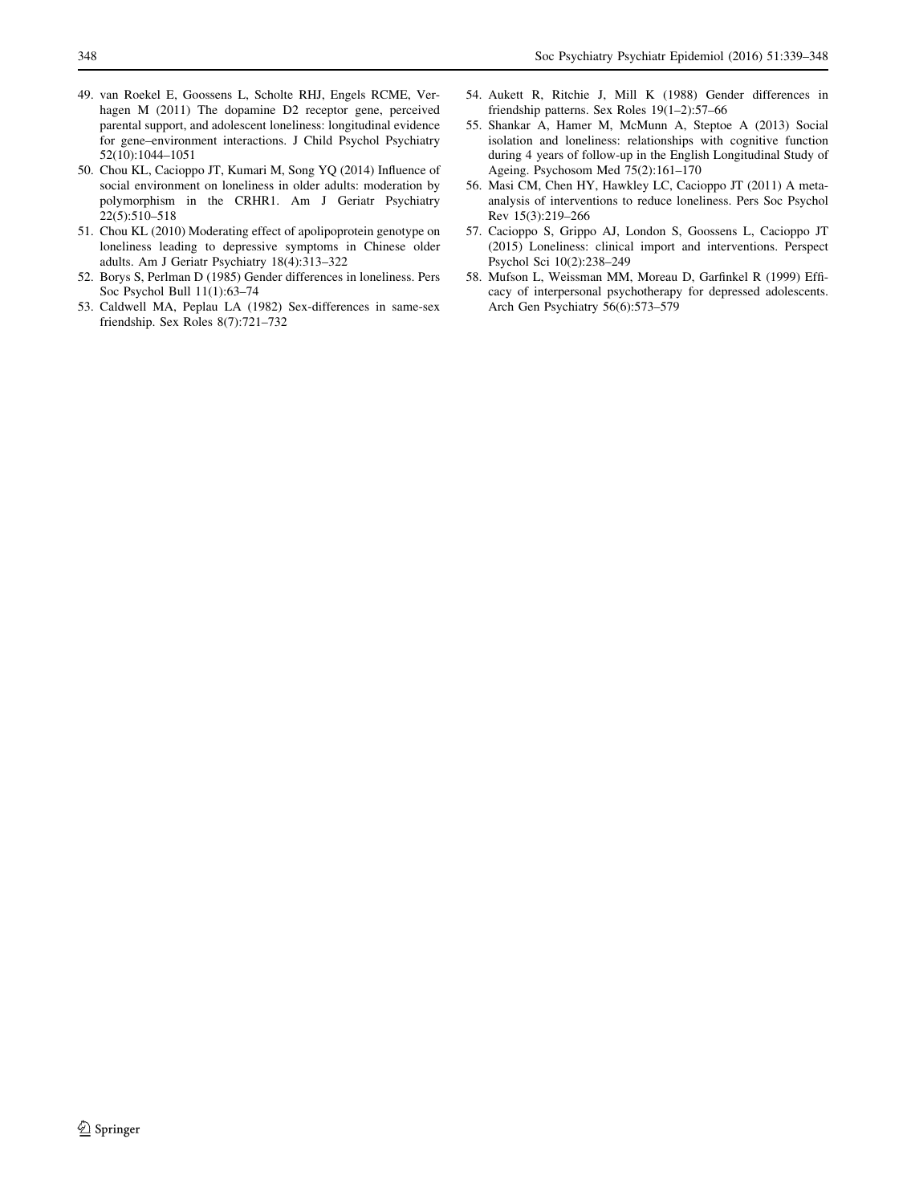49. van Roekel E, Goossens L, Scholte RHJ, Engels RCME, Verhagen M (2011) The dopamine D2 receptor gene, perceived parental support, and adolescent loneliness: longitudinal evidence for gene–environment interactions. J Child Psychol Psychiatry 52(10):1044–1051
50. Chou KL, Cacioppo JT, Kumari M, Song YQ (2014) Influence of social environment on loneliness in older adults: moderation by polymorphism in the CRHR1. Am J Geriatr Psychiatry 22(5):510–518
51. Chou KL (2010) Moderating effect of apolipoprotein genotype on loneliness leading to depressive symptoms in Chinese older adults. Am J Geriatr Psychiatry 18(4):313–322
52. Borys S, Perlman D (1985) Gender differences in loneliness. Pers Soc Psychol Bull 11(1):63–74
53. Caldwell MA, Peplau LA (1982) Sex-differences in same-sex friendship. Sex Roles 8(7):721–732
54. Aukett R, Ritchie J, Mill K (1988) Gender differences in friendship patterns. Sex Roles 19(1–2):57–66
55. Shankar A, Hamer M, McMunn A, Steptoe A (2013) Social isolation and loneliness: relationships with cognitive function during 4 years of follow-up in the English Longitudinal Study of Ageing. Psychosom Med 75(2):161–170
56. Masi CM, Chen HY, Hawkley LC, Cacioppo JT (2011) A meta-analysis of interventions to reduce loneliness. Pers Soc Psychol Rev 15(3):219–266
57. Cacioppo S, Grippo AJ, London S, Goossens L, Cacioppo JT (2015) Loneliness: clinical import and interventions. Perspect Psychol Sci 10(2):238–249
58. Mufson L, Weissman MM, Moreau D, Garfinkel R (1999) Efficacy of interpersonal psychotherapy for depressed adolescents. Arch Gen Psychiatry 56(6):573–579